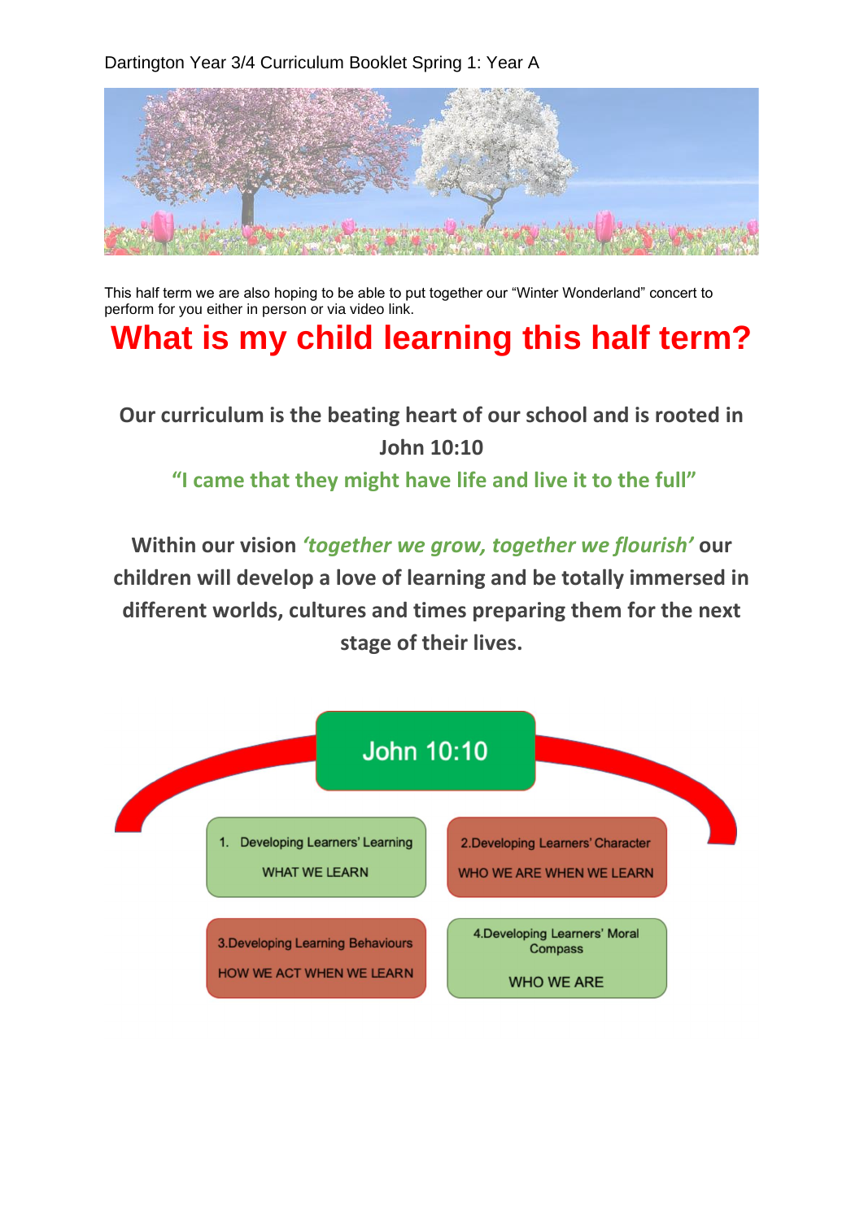Dartington Year 3/4 Curriculum Booklet Spring 1: Year A

This half term we are also hoping to be able to put together our "Winter Wonderland" concert to perform for you either in person or via video link.

# What is my child learning this half term?

**Our curriculum is the beating heart of our school and is rooted in John 10:10**

**"I came that they might have life and live it to the full"**

**Within our vision *'together we grow, together we flourish'* our children will develop a love of learning and be totally immersed in different worlds, cultures and times preparing them for the next stage of their lives.**

John 10:10

1. Developing Learners' Learning
   WHAT WE LEARN

2. Developing Learners' Character
   WHO WE ARE WHEN WE LEARN

3. Developing Learning Behaviours
   HOW WE ACT WHEN WE LEARN

4. Developing Learners' Moral Compass
   WHO WE ARE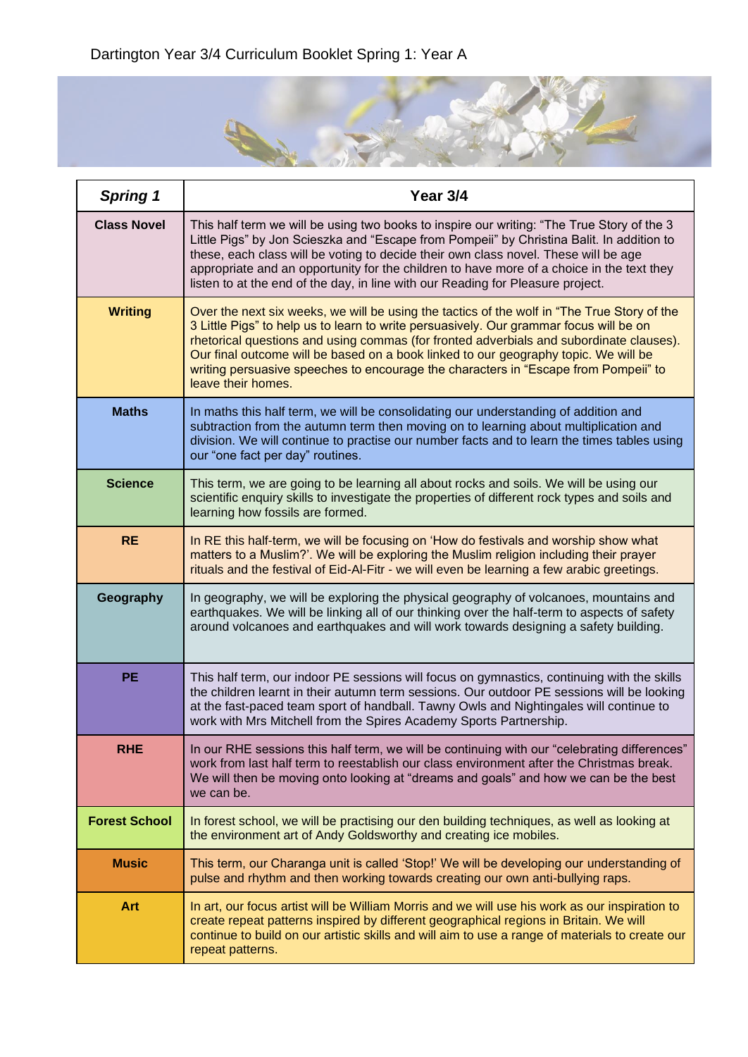Dartington Year 3/4 Curriculum Booklet Spring 1: Year A

| ***Spring 1*** | **Year 3/4** |
|---|---|
| **Class Novel** | This half term we will be using two books to inspire our writing: "The True Story of the 3 Little Pigs" by Jon Scieszka and "Escape from Pompeii" by Christina Balit. In addition to these, each class will be voting to decide their own class novel. These will be age appropriate and an opportunity for the children to have more of a choice in the text they listen to at the end of the day, in line with our Reading for Pleasure project. |
| **Writing** | Over the next six weeks, we will be using the tactics of the wolf in "The True Story of the 3 Little Pigs" to help us to learn to write persuasively. Our grammar focus will be on rhetorical questions and using commas (for fronted adverbials and subordinate clauses). Our final outcome will be based on a book linked to our geography topic. We will be writing persuasive speeches to encourage the characters in "Escape from Pompeii" to leave their homes. |
| **Maths** | In maths this half term, we will be consolidating our understanding of addition and subtraction from the autumn term then moving on to learning about multiplication and division. We will continue to practise our number facts and to learn the times tables using our "one fact per day" routines. |
| **Science** | This term, we are going to be learning all about rocks and soils. We will be using our scientific enquiry skills to investigate the properties of different rock types and soils and learning how fossils are formed. |
| **RE** | In RE this half-term, we will be focusing on 'How do festivals and worship show what matters to a Muslim?'. We will be exploring the Muslim religion including their prayer rituals and the festival of Eid-Al-Fitr - we will even be learning a few arabic greetings. |
| **Geography** | In geography, we will be exploring the physical geography of volcanoes, mountains and earthquakes. We will be linking all of our thinking over the half-term to aspects of safety around volcanoes and earthquakes and will work towards designing a safety building. |
| **PE** | This half term, our indoor PE sessions will focus on gymnastics, continuing with the skills the children learnt in their autumn term sessions. Our outdoor PE sessions will be looking at the fast-paced team sport of handball. Tawny Owls and Nightingales will continue to work with Mrs Mitchell from the Spires Academy Sports Partnership. |
| **RHE** | In our RHE sessions this half term, we will be continuing with our "celebrating differences" work from last half term to reestablish our class environment after the Christmas break. We will then be moving onto looking at "dreams and goals" and how we can be the best we can be. |
| **Forest School** | In forest school, we will be practising our den building techniques, as well as looking at the environment art of Andy Goldsworthy and creating ice mobiles. |
| **Music** | This term, our Charanga unit is called 'Stop!' We will be developing our understanding of pulse and rhythm and then working towards creating our own anti-bullying raps. |
| **Art** | In art, our focus artist will be William Morris and we will use his work as our inspiration to create repeat patterns inspired by different geographical regions in Britain. We will continue to build on our artistic skills and will aim to use a range of materials to create our repeat patterns. |